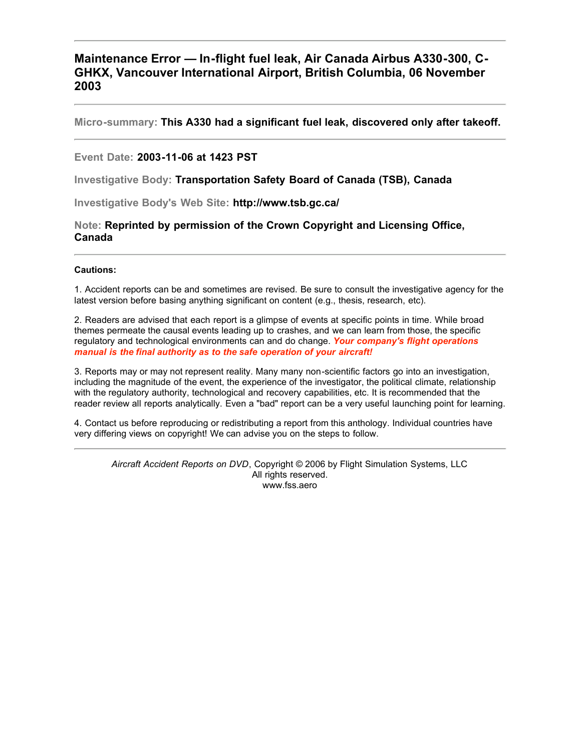# Maintenance Error — In-flight fuel leak, Air Canada Airbus A330-300, C-GHKX, Vancouver International Airport, British Columbia, 06 November 2003

**Micro-summary:** **This A330 had a significant fuel leak, discovered only after takeoff.**

**Event Date:** **2003-11-06 at 1423 PST**

**Investigative Body:** **Transportation Safety Board of Canada (TSB), Canada**

**Investigative Body's Web Site:** **http://www.tsb.gc.ca/**

**Note:** **Reprinted by permission of the Crown Copyright and Licensing Office, Canada**

**Cautions:**

1. Accident reports can be and sometimes are revised. Be sure to consult the investigative agency for the latest version before basing anything significant on content (e.g., thesis, research, etc).

2. Readers are advised that each report is a glimpse of events at specific points in time. While broad themes permeate the causal events leading up to crashes, and we can learn from those, the specific regulatory and technological environments can and do change. ***Your company's flight operations manual is the final authority as to the safe operation of your aircraft!***

3. Reports may or may not represent reality. Many many non-scientific factors go into an investigation, including the magnitude of the event, the experience of the investigator, the political climate, relationship with the regulatory authority, technological and recovery capabilities, etc. It is recommended that the reader review all reports analytically. Even a "bad" report can be a very useful launching point for learning.

4. Contact us before reproducing or redistributing a report from this anthology. Individual countries have very differing views on copyright! We can advise you on the steps to follow.

*Aircraft Accident Reports on DVD*, Copyright © 2006 by Flight Simulation Systems, LLC
All rights reserved.
www.fss.aero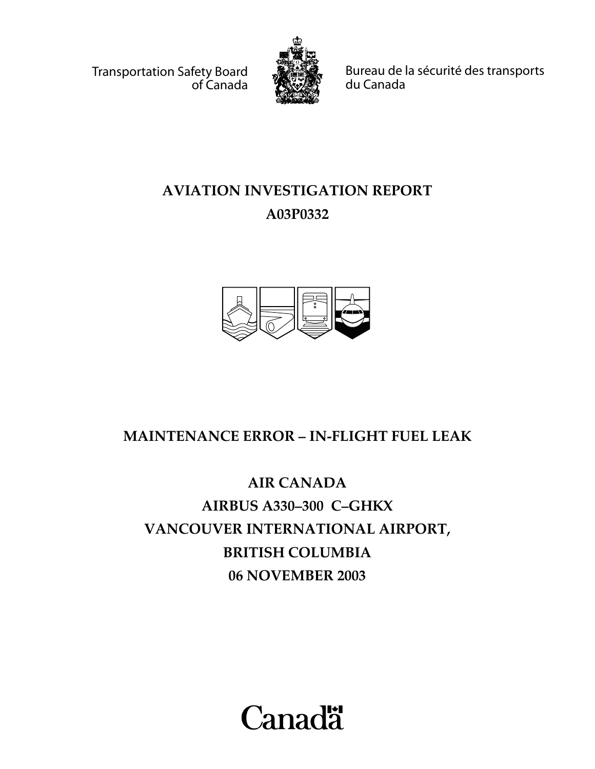Transportation Safety Board of Canada

Bureau de la sécurité des transports du Canada

# AVIATION INVESTIGATION REPORT

# A03P0332

## MAINTENANCE ERROR – IN-FLIGHT FUEL LEAK

## AIR CANADA

## AIRBUS A330–300 C–GHKX

## VANCOUVER INTERNATIONAL AIRPORT,

## BRITISH COLUMBIA

## 06 NOVEMBER 2003

Canada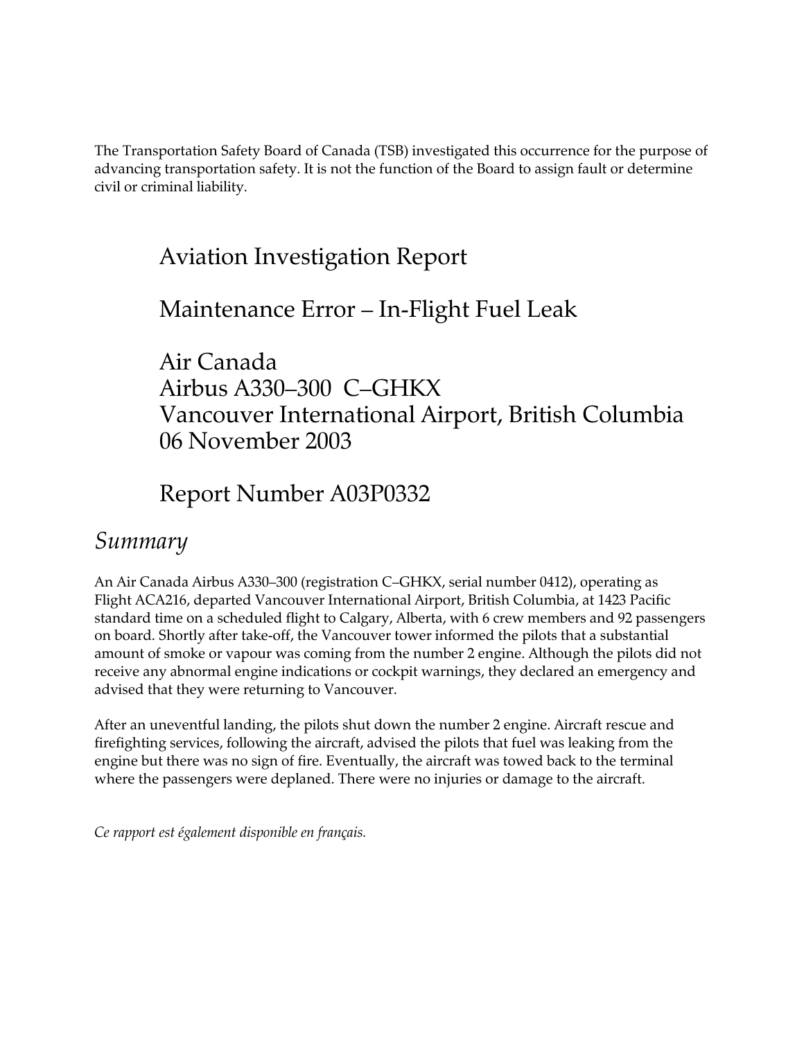The Transportation Safety Board of Canada (TSB) investigated this occurrence for the purpose of advancing transportation safety. It is not the function of the Board to assign fault or determine civil or criminal liability.

# Aviation Investigation Report

# Maintenance Error – In-Flight Fuel Leak

# Air Canada
# Airbus A330–300 C–GHKX
# Vancouver International Airport, British Columbia
# 06 November 2003

# Report Number A03P0332

## *Summary*

An Air Canada Airbus A330–300 (registration C–GHKX, serial number 0412), operating as Flight ACA216, departed Vancouver International Airport, British Columbia, at 1423 Pacific standard time on a scheduled flight to Calgary, Alberta, with 6 crew members and 92 passengers on board. Shortly after take-off, the Vancouver tower informed the pilots that a substantial amount of smoke or vapour was coming from the number 2 engine. Although the pilots did not receive any abnormal engine indications or cockpit warnings, they declared an emergency and advised that they were returning to Vancouver.

After an uneventful landing, the pilots shut down the number 2 engine. Aircraft rescue and firefighting services, following the aircraft, advised the pilots that fuel was leaking from the engine but there was no sign of fire. Eventually, the aircraft was towed back to the terminal where the passengers were deplaned. There were no injuries or damage to the aircraft.

*Ce rapport est également disponible en français.*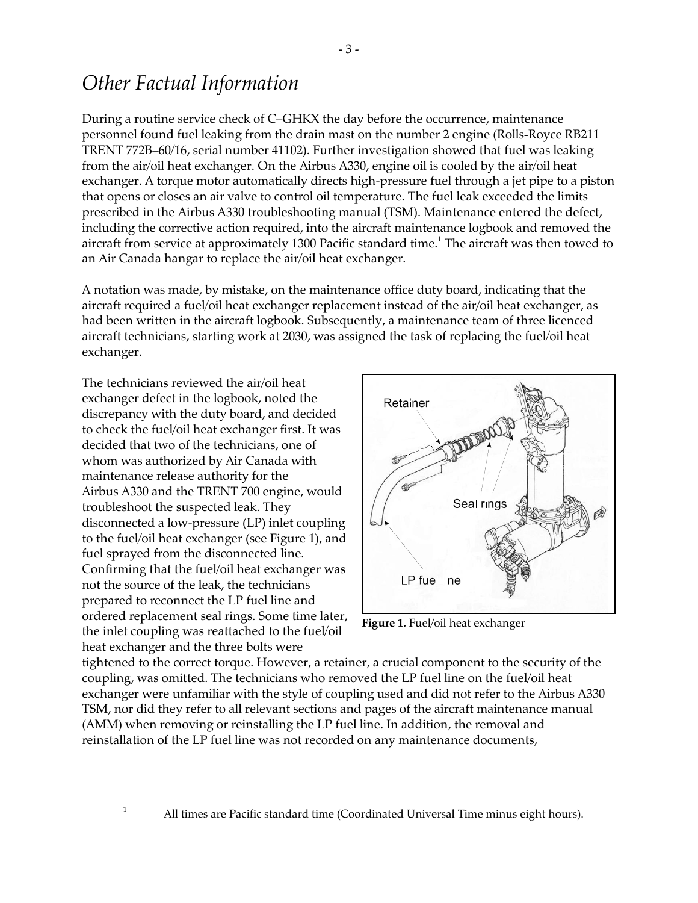# *Other Factual Information*

During a routine service check of C–GHKX the day before the occurrence, maintenance personnel found fuel leaking from the drain mast on the number 2 engine (Rolls-Royce RB211 TRENT 772B–60/16, serial number 41102). Further investigation showed that fuel was leaking from the air/oil heat exchanger. On the Airbus A330, engine oil is cooled by the air/oil heat exchanger. A torque motor automatically directs high-pressure fuel through a jet pipe to a piston that opens or closes an air valve to control oil temperature. The fuel leak exceeded the limits prescribed in the Airbus A330 troubleshooting manual (TSM). Maintenance entered the defect, including the corrective action required, into the aircraft maintenance logbook and removed the aircraft from service at approximately 1300 Pacific standard time.[1] The aircraft was then towed to an Air Canada hangar to replace the air/oil heat exchanger.

A notation was made, by mistake, on the maintenance office duty board, indicating that the aircraft required a fuel/oil heat exchanger replacement instead of the air/oil heat exchanger, as had been written in the aircraft logbook. Subsequently, a maintenance team of three licenced aircraft technicians, starting work at 2030, was assigned the task of replacing the fuel/oil heat exchanger.

The technicians reviewed the air/oil heat exchanger defect in the logbook, noted the discrepancy with the duty board, and decided to check the fuel/oil heat exchanger first. It was decided that two of the technicians, one of whom was authorized by Air Canada with maintenance release authority for the Airbus A330 and the TRENT 700 engine, would troubleshoot the suspected leak. They disconnected a low-pressure (LP) inlet coupling to the fuel/oil heat exchanger (see Figure 1), and fuel sprayed from the disconnected line. Confirming that the fuel/oil heat exchanger was not the source of the leak, the technicians prepared to reconnect the LP fuel line and ordered replacement seal rings. Some time later, the inlet coupling was reattached to the fuel/oil heat exchanger and the three bolts were tightened to the correct torque. However, a retainer, a crucial component to the security of the coupling, was omitted. The technicians who removed the LP fuel line on the fuel/oil heat exchanger were unfamiliar with the style of coupling used and did not refer to the Airbus A330 TSM, nor did they refer to all relevant sections and pages of the aircraft maintenance manual (AMM) when removing or reinstalling the LP fuel line. In addition, the removal and reinstallation of the LP fuel line was not recorded on any maintenance documents,

**Figure 1.** Fuel/oil heat exchanger

[1] All times are Pacific standard time (Coordinated Universal Time minus eight hours).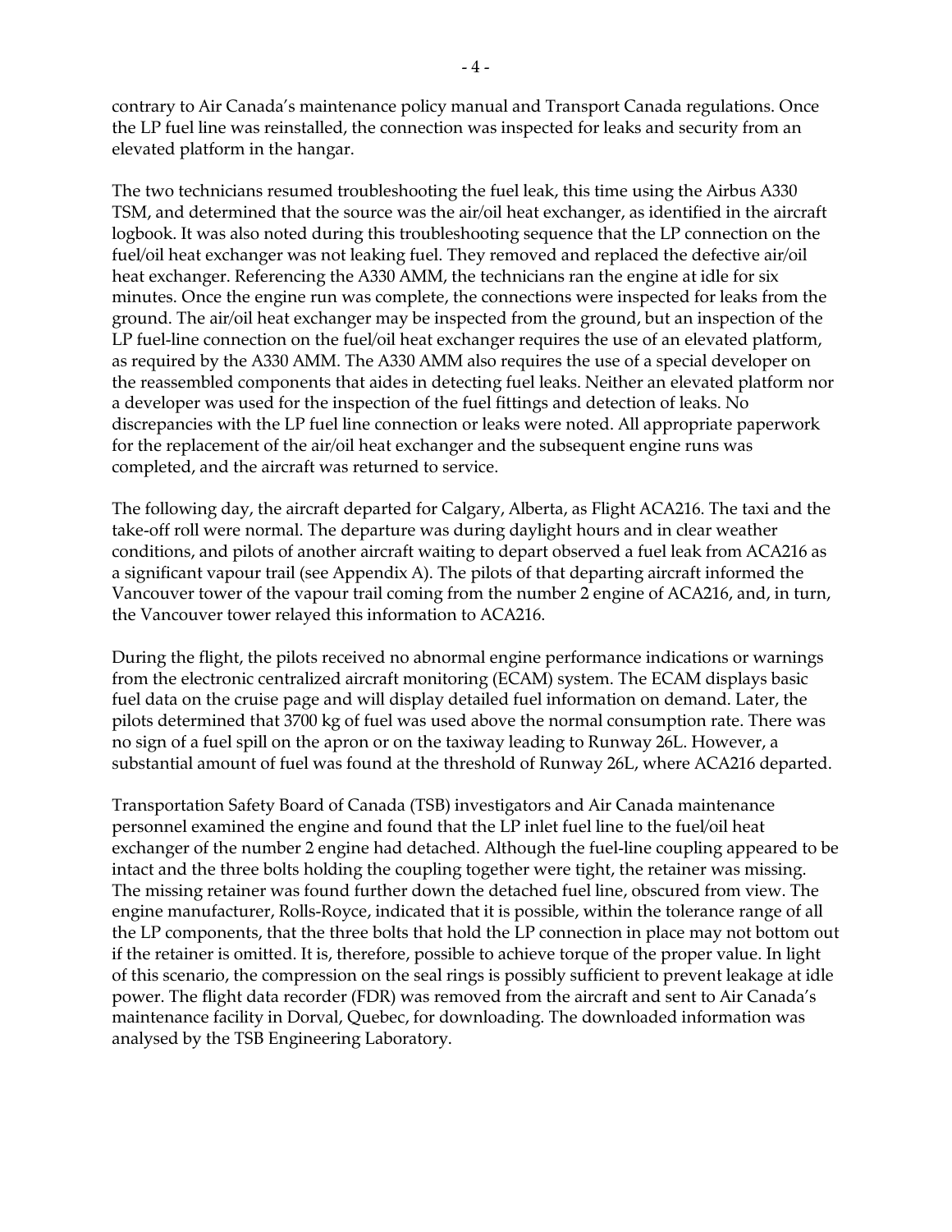contrary to Air Canada's maintenance policy manual and Transport Canada regulations. Once the LP fuel line was reinstalled, the connection was inspected for leaks and security from an elevated platform in the hangar.

The two technicians resumed troubleshooting the fuel leak, this time using the Airbus A330 TSM, and determined that the source was the air/oil heat exchanger, as identified in the aircraft logbook. It was also noted during this troubleshooting sequence that the LP connection on the fuel/oil heat exchanger was not leaking fuel. They removed and replaced the defective air/oil heat exchanger. Referencing the A330 AMM, the technicians ran the engine at idle for six minutes. Once the engine run was complete, the connections were inspected for leaks from the ground. The air/oil heat exchanger may be inspected from the ground, but an inspection of the LP fuel-line connection on the fuel/oil heat exchanger requires the use of an elevated platform, as required by the A330 AMM. The A330 AMM also requires the use of a special developer on the reassembled components that aides in detecting fuel leaks. Neither an elevated platform nor a developer was used for the inspection of the fuel fittings and detection of leaks. No discrepancies with the LP fuel line connection or leaks were noted. All appropriate paperwork for the replacement of the air/oil heat exchanger and the subsequent engine runs was completed, and the aircraft was returned to service.

The following day, the aircraft departed for Calgary, Alberta, as Flight ACA216. The taxi and the take-off roll were normal. The departure was during daylight hours and in clear weather conditions, and pilots of another aircraft waiting to depart observed a fuel leak from ACA216 as a significant vapour trail (see Appendix A). The pilots of that departing aircraft informed the Vancouver tower of the vapour trail coming from the number 2 engine of ACA216, and, in turn, the Vancouver tower relayed this information to ACA216.

During the flight, the pilots received no abnormal engine performance indications or warnings from the electronic centralized aircraft monitoring (ECAM) system. The ECAM displays basic fuel data on the cruise page and will display detailed fuel information on demand. Later, the pilots determined that 3700 kg of fuel was used above the normal consumption rate. There was no sign of a fuel spill on the apron or on the taxiway leading to Runway 26L. However, a substantial amount of fuel was found at the threshold of Runway 26L, where ACA216 departed.

Transportation Safety Board of Canada (TSB) investigators and Air Canada maintenance personnel examined the engine and found that the LP inlet fuel line to the fuel/oil heat exchanger of the number 2 engine had detached. Although the fuel-line coupling appeared to be intact and the three bolts holding the coupling together were tight, the retainer was missing. The missing retainer was found further down the detached fuel line, obscured from view. The engine manufacturer, Rolls-Royce, indicated that it is possible, within the tolerance range of all the LP components, that the three bolts that hold the LP connection in place may not bottom out if the retainer is omitted. It is, therefore, possible to achieve torque of the proper value. In light of this scenario, the compression on the seal rings is possibly sufficient to prevent leakage at idle power. The flight data recorder (FDR) was removed from the aircraft and sent to Air Canada's maintenance facility in Dorval, Quebec, for downloading. The downloaded information was analysed by the TSB Engineering Laboratory.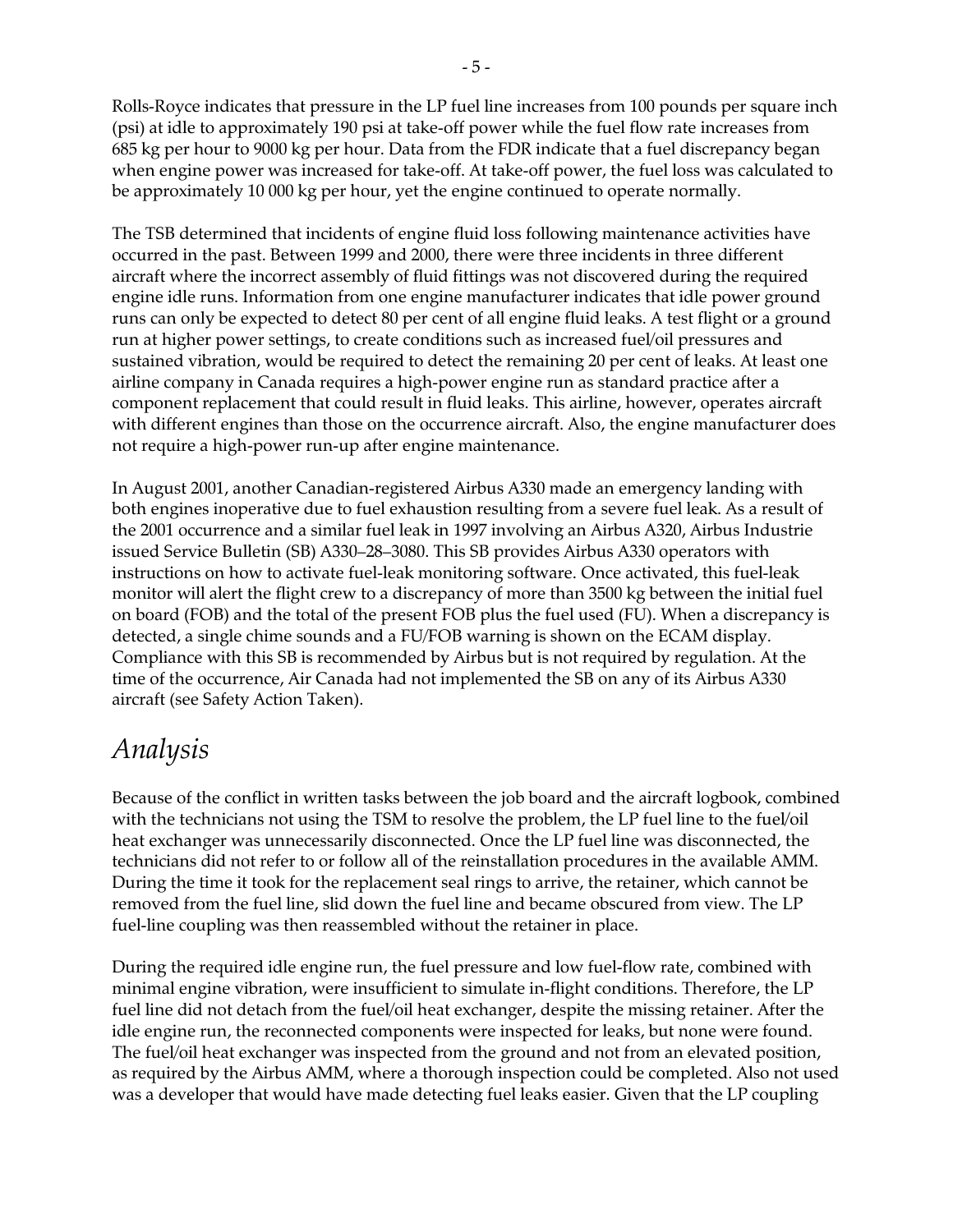Rolls-Royce indicates that pressure in the LP fuel line increases from 100 pounds per square inch (psi) at idle to approximately 190 psi at take-off power while the fuel flow rate increases from 685 kg per hour to 9000 kg per hour. Data from the FDR indicate that a fuel discrepancy began when engine power was increased for take-off. At take-off power, the fuel loss was calculated to be approximately 10 000 kg per hour, yet the engine continued to operate normally.

The TSB determined that incidents of engine fluid loss following maintenance activities have occurred in the past. Between 1999 and 2000, there were three incidents in three different aircraft where the incorrect assembly of fluid fittings was not discovered during the required engine idle runs. Information from one engine manufacturer indicates that idle power ground runs can only be expected to detect 80 per cent of all engine fluid leaks. A test flight or a ground run at higher power settings, to create conditions such as increased fuel/oil pressures and sustained vibration, would be required to detect the remaining 20 per cent of leaks. At least one airline company in Canada requires a high-power engine run as standard practice after a component replacement that could result in fluid leaks. This airline, however, operates aircraft with different engines than those on the occurrence aircraft. Also, the engine manufacturer does not require a high-power run-up after engine maintenance.

In August 2001, another Canadian-registered Airbus A330 made an emergency landing with both engines inoperative due to fuel exhaustion resulting from a severe fuel leak. As a result of the 2001 occurrence and a similar fuel leak in 1997 involving an Airbus A320, Airbus Industrie issued Service Bulletin (SB) A330–28–3080. This SB provides Airbus A330 operators with instructions on how to activate fuel-leak monitoring software. Once activated, this fuel-leak monitor will alert the flight crew to a discrepancy of more than 3500 kg between the initial fuel on board (FOB) and the total of the present FOB plus the fuel used (FU). When a discrepancy is detected, a single chime sounds and a FU/FOB warning is shown on the ECAM display. Compliance with this SB is recommended by Airbus but is not required by regulation. At the time of the occurrence, Air Canada had not implemented the SB on any of its Airbus A330 aircraft (see Safety Action Taken).

# *Analysis*

Because of the conflict in written tasks between the job board and the aircraft logbook, combined with the technicians not using the TSM to resolve the problem, the LP fuel line to the fuel/oil heat exchanger was unnecessarily disconnected. Once the LP fuel line was disconnected, the technicians did not refer to or follow all of the reinstallation procedures in the available AMM. During the time it took for the replacement seal rings to arrive, the retainer, which cannot be removed from the fuel line, slid down the fuel line and became obscured from view. The LP fuel-line coupling was then reassembled without the retainer in place.

During the required idle engine run, the fuel pressure and low fuel-flow rate, combined with minimal engine vibration, were insufficient to simulate in-flight conditions. Therefore, the LP fuel line did not detach from the fuel/oil heat exchanger, despite the missing retainer. After the idle engine run, the reconnected components were inspected for leaks, but none were found. The fuel/oil heat exchanger was inspected from the ground and not from an elevated position, as required by the Airbus AMM, where a thorough inspection could be completed. Also not used was a developer that would have made detecting fuel leaks easier. Given that the LP coupling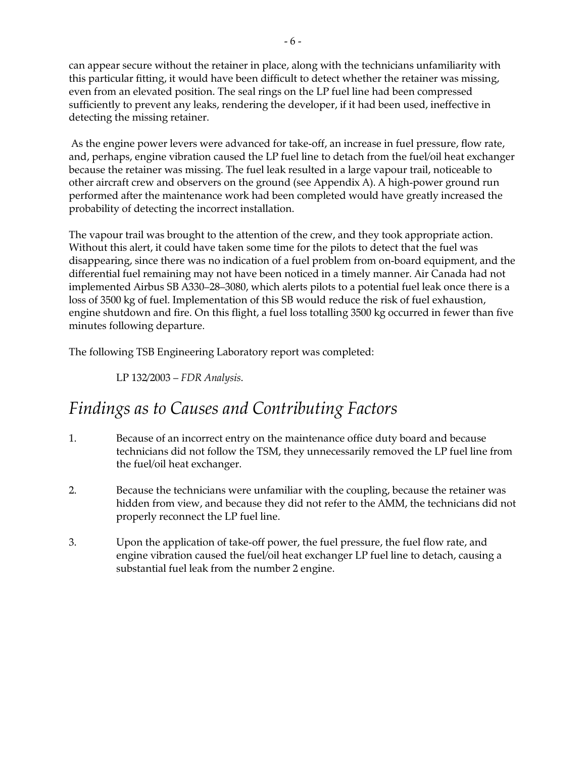can appear secure without the retainer in place, along with the technicians unfamiliarity with this particular fitting, it would have been difficult to detect whether the retainer was missing, even from an elevated position. The seal rings on the LP fuel line had been compressed sufficiently to prevent any leaks, rendering the developer, if it had been used, ineffective in detecting the missing retainer.

As the engine power levers were advanced for take-off, an increase in fuel pressure, flow rate, and, perhaps, engine vibration caused the LP fuel line to detach from the fuel/oil heat exchanger because the retainer was missing. The fuel leak resulted in a large vapour trail, noticeable to other aircraft crew and observers on the ground (see Appendix A). A high-power ground run performed after the maintenance work had been completed would have greatly increased the probability of detecting the incorrect installation.

The vapour trail was brought to the attention of the crew, and they took appropriate action. Without this alert, it could have taken some time for the pilots to detect that the fuel was disappearing, since there was no indication of a fuel problem from on-board equipment, and the differential fuel remaining may not have been noticed in a timely manner. Air Canada had not implemented Airbus SB A330–28–3080, which alerts pilots to a potential fuel leak once there is a loss of 3500 kg of fuel. Implementation of this SB would reduce the risk of fuel exhaustion, engine shutdown and fire. On this flight, a fuel loss totalling 3500 kg occurred in fewer than five minutes following departure.

The following TSB Engineering Laboratory report was completed:

> LP 132/2003 – *FDR Analysis.*

## *Findings as to Causes and Contributing Factors*

1. Because of an incorrect entry on the maintenance office duty board and because technicians did not follow the TSM, they unnecessarily removed the LP fuel line from the fuel/oil heat exchanger.

2. Because the technicians were unfamiliar with the coupling, because the retainer was hidden from view, and because they did not refer to the AMM, the technicians did not properly reconnect the LP fuel line.

3. Upon the application of take-off power, the fuel pressure, the fuel flow rate, and engine vibration caused the fuel/oil heat exchanger LP fuel line to detach, causing a substantial fuel leak from the number 2 engine.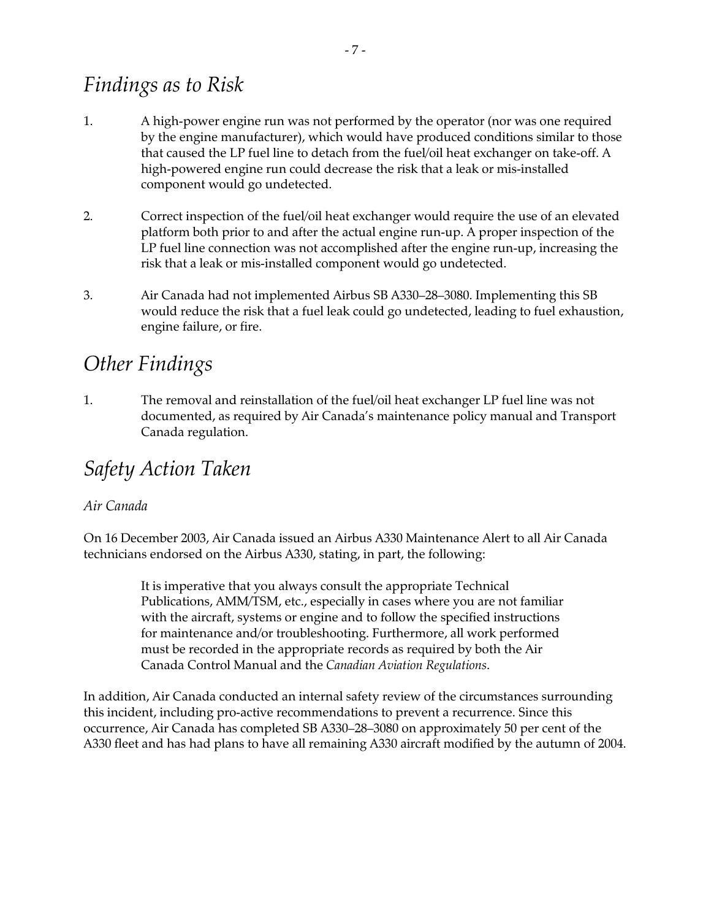## *Findings as to Risk*

1. A high-power engine run was not performed by the operator (nor was one required by the engine manufacturer), which would have produced conditions similar to those that caused the LP fuel line to detach from the fuel/oil heat exchanger on take-off. A high-powered engine run could decrease the risk that a leak or mis-installed component would go undetected.

2. Correct inspection of the fuel/oil heat exchanger would require the use of an elevated platform both prior to and after the actual engine run-up. A proper inspection of the LP fuel line connection was not accomplished after the engine run-up, increasing the risk that a leak or mis-installed component would go undetected.

3. Air Canada had not implemented Airbus SB A330–28–3080. Implementing this SB would reduce the risk that a fuel leak could go undetected, leading to fuel exhaustion, engine failure, or fire.

## *Other Findings*

1. The removal and reinstallation of the fuel/oil heat exchanger LP fuel line was not documented, as required by Air Canada's maintenance policy manual and Transport Canada regulation.

## *Safety Action Taken*

### *Air Canada*

On 16 December 2003, Air Canada issued an Airbus A330 Maintenance Alert to all Air Canada technicians endorsed on the Airbus A330, stating, in part, the following:

> It is imperative that you always consult the appropriate Technical Publications, AMM/TSM, etc., especially in cases where you are not familiar with the aircraft, systems or engine and to follow the specified instructions for maintenance and/or troubleshooting. Furthermore, all work performed must be recorded in the appropriate records as required by both the Air Canada Control Manual and the *Canadian Aviation Regulations*.

In addition, Air Canada conducted an internal safety review of the circumstances surrounding this incident, including pro-active recommendations to prevent a recurrence. Since this occurrence, Air Canada has completed SB A330–28–3080 on approximately 50 per cent of the A330 fleet and has had plans to have all remaining A330 aircraft modified by the autumn of 2004.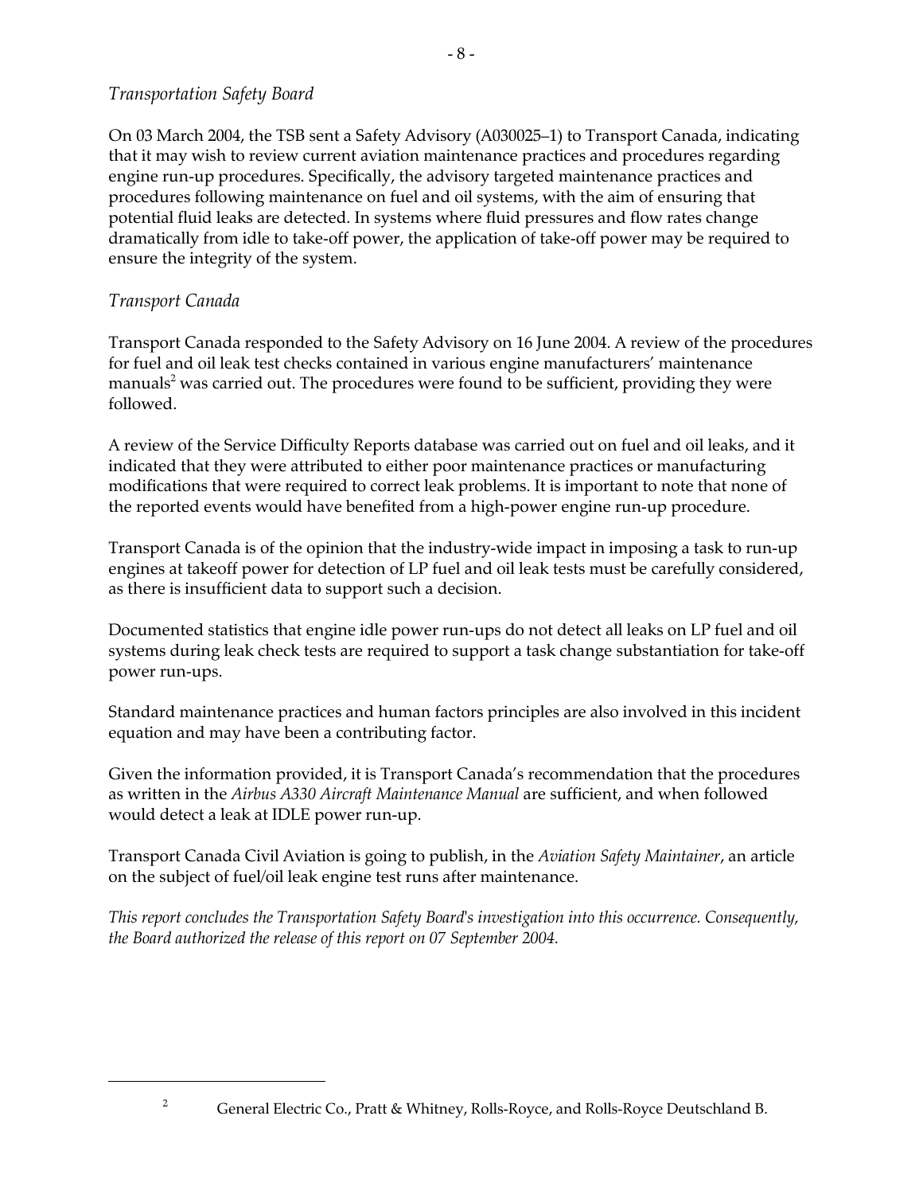*Transportation Safety Board*

On 03 March 2004, the TSB sent a Safety Advisory (A030025–1) to Transport Canada, indicating that it may wish to review current aviation maintenance practices and procedures regarding engine run-up procedures. Specifically, the advisory targeted maintenance practices and procedures following maintenance on fuel and oil systems, with the aim of ensuring that potential fluid leaks are detected. In systems where fluid pressures and flow rates change dramatically from idle to take-off power, the application of take-off power may be required to ensure the integrity of the system.

*Transport Canada*

Transport Canada responded to the Safety Advisory on 16 June 2004. A review of the procedures for fuel and oil leak test checks contained in various engine manufacturers' maintenance manuals[2] was carried out. The procedures were found to be sufficient, providing they were followed.

A review of the Service Difficulty Reports database was carried out on fuel and oil leaks, and it indicated that they were attributed to either poor maintenance practices or manufacturing modifications that were required to correct leak problems. It is important to note that none of the reported events would have benefited from a high-power engine run-up procedure.

Transport Canada is of the opinion that the industry-wide impact in imposing a task to run-up engines at takeoff power for detection of LP fuel and oil leak tests must be carefully considered, as there is insufficient data to support such a decision.

Documented statistics that engine idle power run-ups do not detect all leaks on LP fuel and oil systems during leak check tests are required to support a task change substantiation for take-off power run-ups.

Standard maintenance practices and human factors principles are also involved in this incident equation and may have been a contributing factor.

Given the information provided, it is Transport Canada's recommendation that the procedures as written in the *Airbus A330 Aircraft Maintenance Manual* are sufficient, and when followed would detect a leak at IDLE power run-up.

Transport Canada Civil Aviation is going to publish, in the *Aviation Safety Maintainer*, an article on the subject of fuel/oil leak engine test runs after maintenance.

*This report concludes the Transportation Safety Board's investigation into this occurrence. Consequently, the Board authorized the release of this report on 07 September 2004.*

---

[2] General Electric Co., Pratt & Whitney, Rolls-Royce, and Rolls-Royce Deutschland B.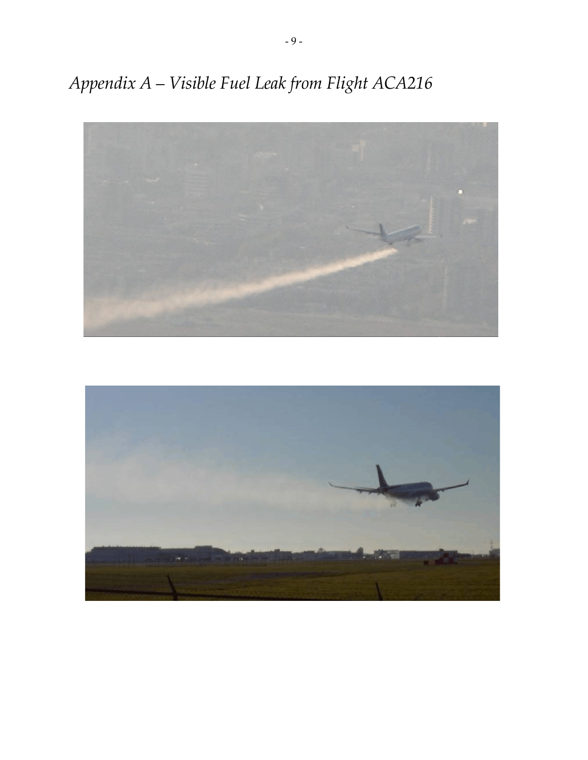*Appendix A – Visible Fuel Leak from Flight ACA216*